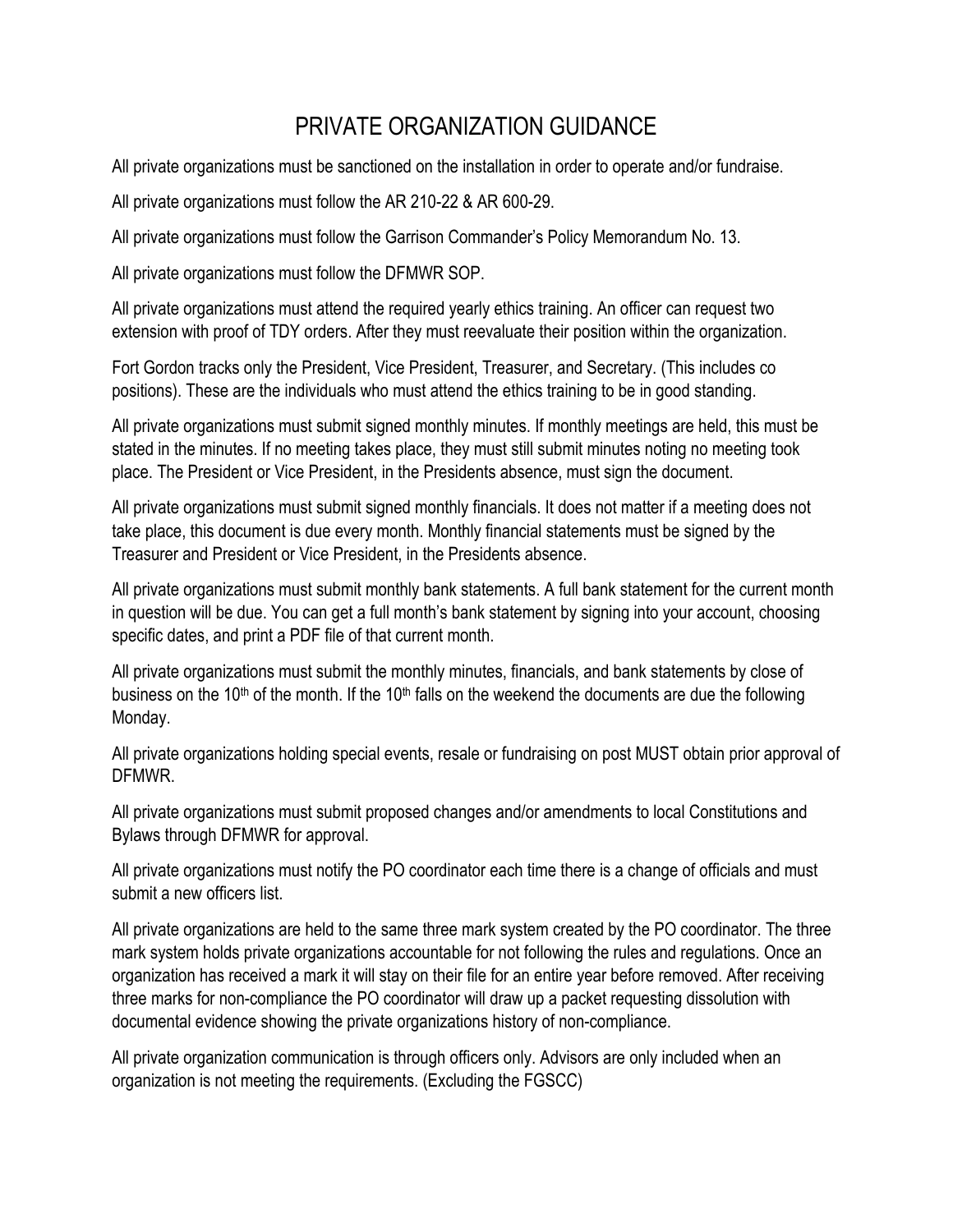# PRIVATE ORGANIZATION GUIDANCE

All private organizations must be sanctioned on the installation in order to operate and/or fundraise.

All private organizations must follow the AR 210-22 & AR 600-29.

All private organizations must follow the Garrison Commander's Policy Memorandum No. 13.

All private organizations must follow the DFMWR SOP.

All private organizations must attend the required yearly ethics training. An officer can request two extension with proof of TDY orders. After they must reevaluate their position within the organization.

Fort Gordon tracks only the President, Vice President, Treasurer, and Secretary. (This includes co positions). These are the individuals who must attend the ethics training to be in good standing.

All private organizations must submit signed monthly minutes. If monthly meetings are held, this must be stated in the minutes. If no meeting takes place, they must still submit minutes noting no meeting took place. The President or Vice President, in the Presidents absence, must sign the document.

All private organizations must submit signed monthly financials. It does not matter if a meeting does not take place, this document is due every month. Monthly financial statements must be signed by the Treasurer and President or Vice President, in the Presidents absence.

All private organizations must submit monthly bank statements. A full bank statement for the current month in question will be due. You can get a full month's bank statement by signing into your account, choosing specific dates, and print a PDF file of that current month.

All private organizations must submit the monthly minutes, financials, and bank statements by close of business on the 10th of the month. If the 10th falls on the weekend the documents are due the following Monday.

All private organizations holding special events, resale or fundraising on post MUST obtain prior approval of DFMWR.

All private organizations must submit proposed changes and/or amendments to local Constitutions and Bylaws through DFMWR for approval.

All private organizations must notify the PO coordinator each time there is a change of officials and must submit a new officers list.

All private organizations are held to the same three mark system created by the PO coordinator. The three mark system holds private organizations accountable for not following the rules and regulations. Once an organization has received a mark it will stay on their file for an entire year before removed. After receiving three marks for non-compliance the PO coordinator will draw up a packet requesting dissolution with documental evidence showing the private organizations history of non-compliance.

All private organization communication is through officers only. Advisors are only included when an organization is not meeting the requirements. (Excluding the FGSCC)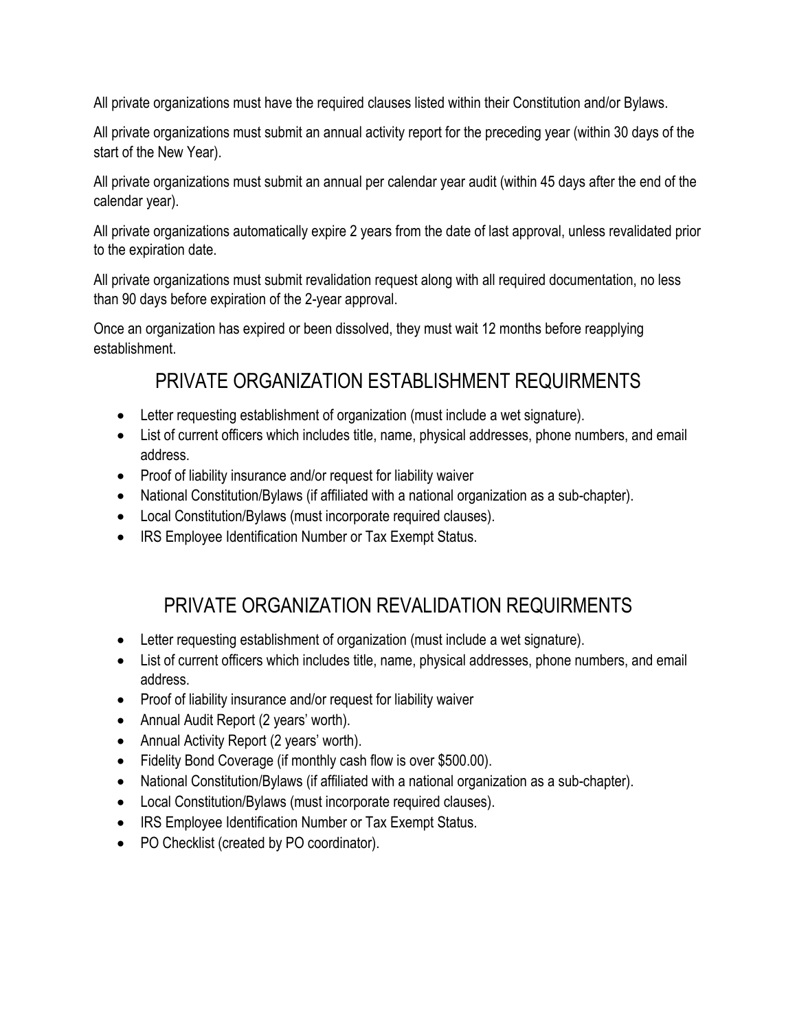All private organizations must have the required clauses listed within their Constitution and/or Bylaws.

All private organizations must submit an annual activity report for the preceding year (within 30 days of the start of the New Year).

All private organizations must submit an annual per calendar year audit (within 45 days after the end of the calendar year).

All private organizations automatically expire 2 years from the date of last approval, unless revalidated prior to the expiration date.

All private organizations must submit revalidation request along with all required documentation, no less than 90 days before expiration of the 2-year approval.

Once an organization has expired or been dissolved, they must wait 12 months before reapplying establishment.

## PRIVATE ORGANIZATION ESTABLISHMENT REQUIRMENTS

- Letter requesting establishment of organization (must include a wet signature).
- List of current officers which includes title, name, physical addresses, phone numbers, and email address.
- Proof of liability insurance and/or request for liability waiver
- National Constitution/Bylaws (if affiliated with a national organization as a sub-chapter).
- Local Constitution/Bylaws (must incorporate required clauses).
- IRS Employee Identification Number or Tax Exempt Status.

## PRIVATE ORGANIZATION REVALIDATION REQUIRMENTS

- Letter requesting establishment of organization (must include a wet signature).
- List of current officers which includes title, name, physical addresses, phone numbers, and email address.
- Proof of liability insurance and/or request for liability waiver
- Annual Audit Report (2 years' worth).
- Annual Activity Report (2 years' worth).
- Fidelity Bond Coverage (if monthly cash flow is over $500.00).
- National Constitution/Bylaws (if affiliated with a national organization as a sub-chapter).
- Local Constitution/Bylaws (must incorporate required clauses).
- IRS Employee Identification Number or Tax Exempt Status.
- PO Checklist (created by PO coordinator).